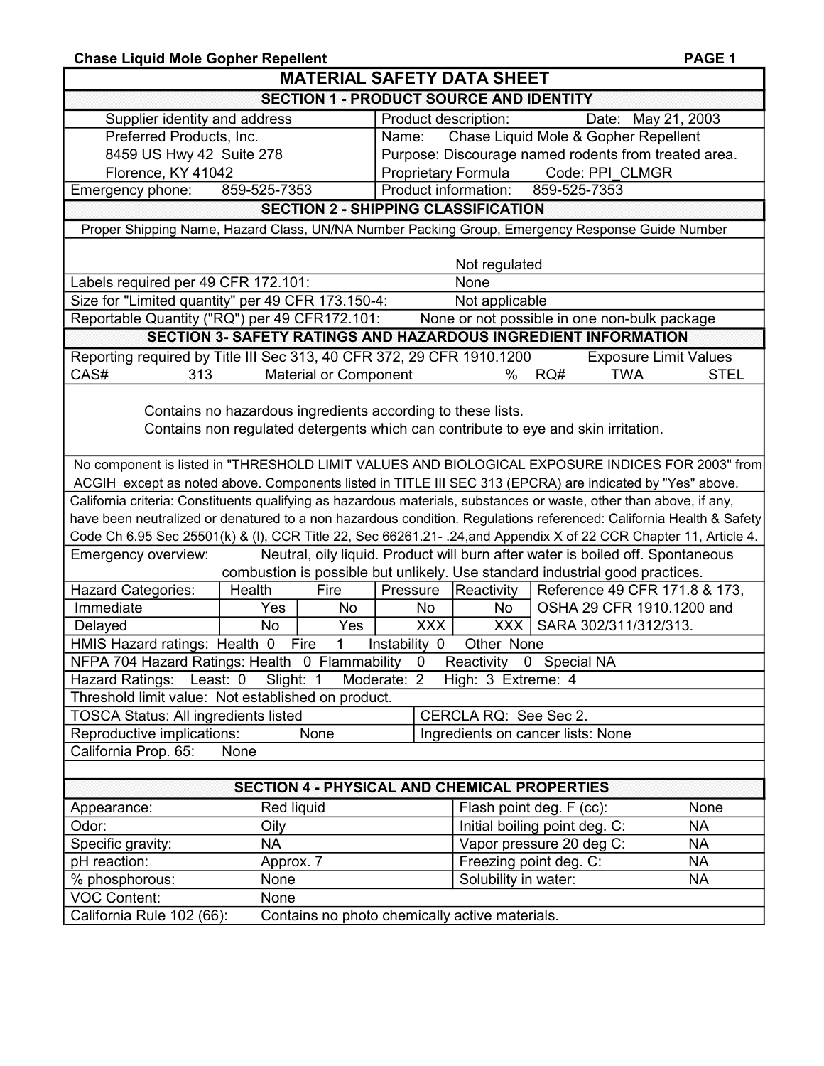Chase Liquid Mole Gopher Repellent

# MATERIAL SAFETY DATA SHEET

## SECTION 1 - PRODUCT SOURCE AND IDENTITY

| Supplier identity and address | Product description: Date: May 21, 2003 |
|---|---|
| Preferred Products, Inc. | Name: Chase Liquid Mole & Gopher Repellent |
| 8459 US Hwy 42 Suite 278 | Purpose: Discourage named rodents from treated area. |
| Florence, KY 41042 | Proprietary Formula Code: PPI_CLMGR |
| Emergency phone: 859-525-7353 | Product information: 859-525-7353 |

## SECTION 2 - SHIPPING CLASSIFICATION

Proper Shipping Name, Hazard Class, UN/NA Number Packing Group, Emergency Response Guide Number

Not regulated

| | |
|---|---|
| Labels required per 49 CFR 172.101: | None |
| Size for "Limited quantity" per 49 CFR 173.150-4: | Not applicable |
| Reportable Quantity ("RQ") per 49 CFR172.101: | None or not possible in one non-bulk package |

## SECTION 3- SAFETY RATINGS AND HAZARDOUS INGREDIENT INFORMATION

Reporting required by Title III Sec 313, 40 CFR 372, 29 CFR 1910.1200 — Exposure Limit Values

| CAS# | 313 | Material or Component | % | RQ# | TWA | STEL |
|---|---|---|---|---|---|---|

Contains no hazardous ingredients according to these lists.
Contains non regulated detergents which can contribute to eye and skin irritation.

No component is listed in "THRESHOLD LIMIT VALUES AND BIOLOGICAL EXPOSURE INDICES FOR 2003" from ACGIH except as noted above. Components listed in TITLE III SEC 313 (EPCRA) are indicated by "Yes" above.

California criteria: Constituents qualifying as hazardous materials, substances or waste, other than above, if any, have been neutralized or denatured to a non hazardous condition. Regulations referenced: California Health & Safety Code Ch 6.95 Sec 25501(k) & (l), CCR Title 22, Sec 66261.21- .24,and Appendix X of 22 CCR Chapter 11, Article 4.

Emergency overview: Neutral, oily liquid. Product will burn after water is boiled off. Spontaneous combustion is possible but unlikely. Use standard industrial good practices.

| Hazard Categories: | Health | Fire | Pressure | Reactivity | Reference 49 CFR 171.8 & 173, |
|---|---|---|---|---|---|
| Immediate | Yes | No | No | No | OSHA 29 CFR 1910.1200 and |
| Delayed | No | Yes | XXX | XXX | SARA 302/311/312/313. |

HMIS Hazard ratings: Health 0 Fire 1 Instability 0 Other None

NFPA 704 Hazard Ratings: Health 0 Flammability 0 Reactivity 0 Special NA

Hazard Ratings: Least: 0 Slight: 1 Moderate: 2 High: 3 Extreme: 4

Threshold limit value: Not established on product.

| | |
|---|---|
| TOSCA Status: All ingredients listed | CERCLA RQ: See Sec 2. |
| Reproductive implications: None | Ingredients on cancer lists: None |

California Prop. 65: None

## SECTION 4 - PHYSICAL AND CHEMICAL PROPERTIES

| | | | |
|---|---|---|---|
| Appearance: | Red liquid | Flash point deg. F (cc): | None |
| Odor: | Oily | Initial boiling point deg. C: | NA |
| Specific gravity: | NA | Vapor pressure 20 deg C: | NA |
| pH reaction: | Approx. 7 | Freezing point deg. C: | NA |
| % phosphorous: | None | Solubility in water: | NA |
| VOC Content: | None | | |

California Rule 102 (66): Contains no photo chemically active materials.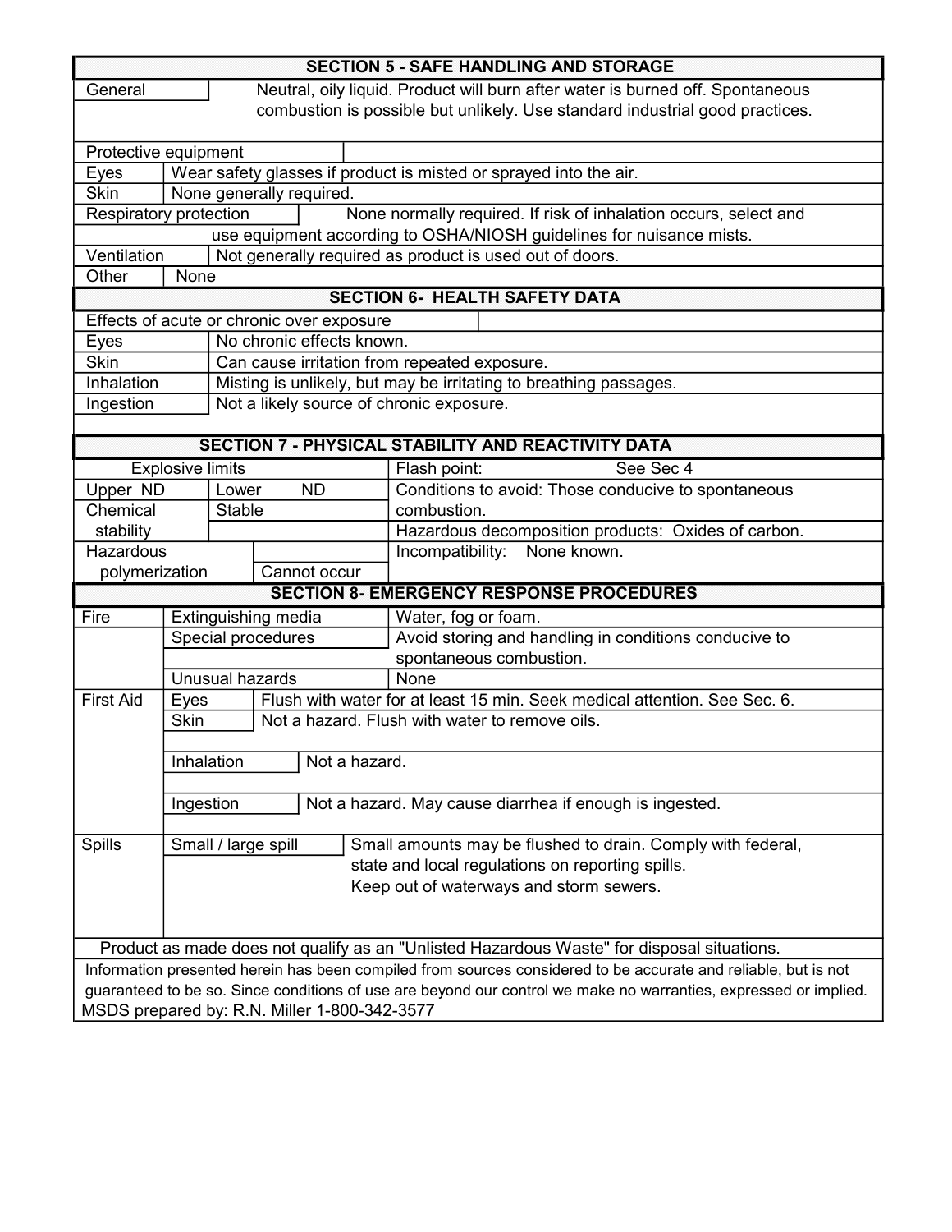## SECTION 5 - SAFE HANDLING AND STORAGE

| | |
|---|---|
| General | Neutral, oily liquid. Product will burn after water is burned off. Spontaneous combustion is possible but unlikely. Use standard industrial good practices. |
| Protective equipment | |
| Eyes | Wear safety glasses if product is misted or sprayed into the air. |
| Skin | None generally required. |
| Respiratory protection | None normally required. If risk of inhalation occurs, select and use equipment according to OSHA/NIOSH guidelines for nuisance mists. |
| Ventilation | Not generally required as product is used out of doors. |
| Other | None |

## SECTION 6- HEALTH SAFETY DATA

| | |
|---|---|
| Effects of acute or chronic over exposure | |
| Eyes | No chronic effects known. |
| Skin | Can cause irritation from repeated exposure. |
| Inhalation | Misting is unlikely, but may be irritating to breathing passages. |
| Ingestion | Not a likely source of chronic exposure. |

## SECTION 7 - PHYSICAL STABILITY AND REACTIVITY DATA

| | | |
|---|---|---|
| Explosive limits | | Flash point: See Sec 4 |
| Upper ND | Lower ND | Conditions to avoid: Those conducive to spontaneous combustion. |
| Chemical stability | Stable | Hazardous decomposition products: Oxides of carbon. |
| Hazardous polymerization | Cannot occur | Incompatibility: None known. |

## SECTION 8- EMERGENCY RESPONSE PROCEDURES

| | | |
|---|---|---|
| Fire | Extinguishing media | Water, fog or foam. |
| | Special procedures | Avoid storing and handling in conditions conducive to spontaneous combustion. |
| | Unusual hazards | None |
| First Aid | Eyes | Flush with water for at least 15 min. Seek medical attention. See Sec. 6. |
| | Skin | Not a hazard. Flush with water to remove oils. |
| | Inhalation | Not a hazard. |
| | Ingestion | Not a hazard. May cause diarrhea if enough is ingested. |
| Spills | Small / large spill | Small amounts may be flushed to drain. Comply with federal, state and local regulations on reporting spills. Keep out of waterways and storm sewers. |

Product as made does not qualify as an "Unlisted Hazardous Waste" for disposal situations.

Information presented herein has been compiled from sources considered to be accurate and reliable, but is not guaranteed to be so. Since conditions of use are beyond our control we make no warranties, expressed or implied.

MSDS prepared by: R.N. Miller 1-800-342-3577